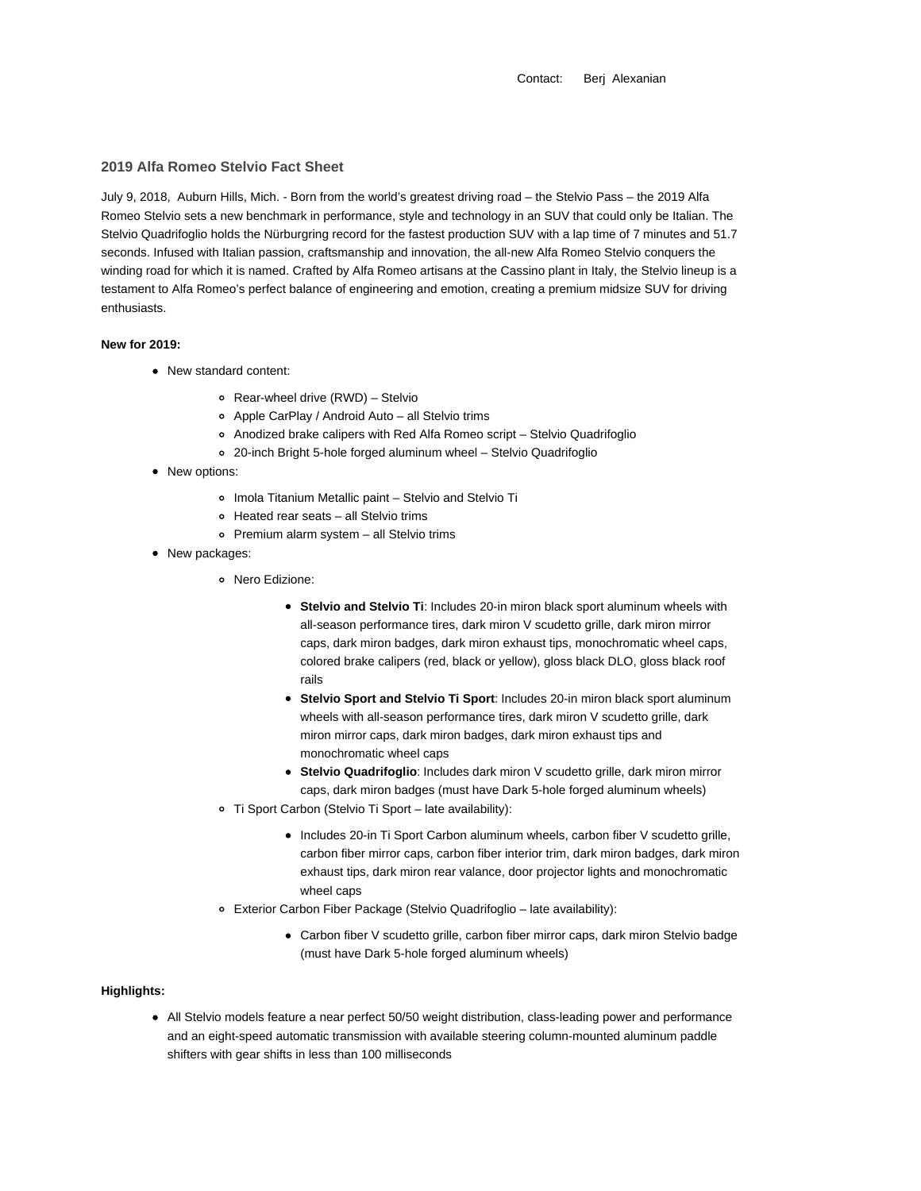Contact: Berj Alexanian

## 2019 Alfa Romeo Stelvio Fact Sheet

July 9, 2018, Auburn Hills, Mich. - Born from the world's greatest driving road – the Stelvio Pass – the 2019 Alfa Romeo Stelvio sets a new benchmark in performance, style and technology in an SUV that could only be Italian. The Stelvio Quadrifoglio holds the Nürburgring record for the fastest production SUV with a lap time of 7 minutes and 51.7 seconds. Infused with Italian passion, craftsmanship and innovation, the all-new Alfa Romeo Stelvio conquers the winding road for which it is named. Crafted by Alfa Romeo artisans at the Cassino plant in Italy, the Stelvio lineup is a testament to Alfa Romeo's perfect balance of engineering and emotion, creating a premium midsize SUV for driving enthusiasts.

**New for 2019:**

- New standard content:
  - Rear-wheel drive (RWD) – Stelvio
  - Apple CarPlay / Android Auto – all Stelvio trims
  - Anodized brake calipers with Red Alfa Romeo script – Stelvio Quadrifoglio
  - 20-inch Bright 5-hole forged aluminum wheel – Stelvio Quadrifoglio
- New options:
  - Imola Titanium Metallic paint – Stelvio and Stelvio Ti
  - Heated rear seats – all Stelvio trims
  - Premium alarm system – all Stelvio trims
- New packages:
  - Nero Edizione:
    - **Stelvio and Stelvio Ti**: Includes 20-in miron black sport aluminum wheels with all-season performance tires, dark miron V scudetto grille, dark miron mirror caps, dark miron badges, dark miron exhaust tips, monochromatic wheel caps, colored brake calipers (red, black or yellow), gloss black DLO, gloss black roof rails
    - **Stelvio Sport and Stelvio Ti Sport**: Includes 20-in miron black sport aluminum wheels with all-season performance tires, dark miron V scudetto grille, dark miron mirror caps, dark miron badges, dark miron exhaust tips and monochromatic wheel caps
    - **Stelvio Quadrifoglio**: Includes dark miron V scudetto grille, dark miron mirror caps, dark miron badges (must have Dark 5-hole forged aluminum wheels)
  - Ti Sport Carbon (Stelvio Ti Sport – late availability):
    - Includes 20-in Ti Sport Carbon aluminum wheels, carbon fiber V scudetto grille, carbon fiber mirror caps, carbon fiber interior trim, dark miron badges, dark miron exhaust tips, dark miron rear valance, door projector lights and monochromatic wheel caps
  - Exterior Carbon Fiber Package (Stelvio Quadrifoglio – late availability):
    - Carbon fiber V scudetto grille, carbon fiber mirror caps, dark miron Stelvio badge (must have Dark 5-hole forged aluminum wheels)

**Highlights:**

- All Stelvio models feature a near perfect 50/50 weight distribution, class-leading power and performance and an eight-speed automatic transmission with available steering column-mounted aluminum paddle shifters with gear shifts in less than 100 milliseconds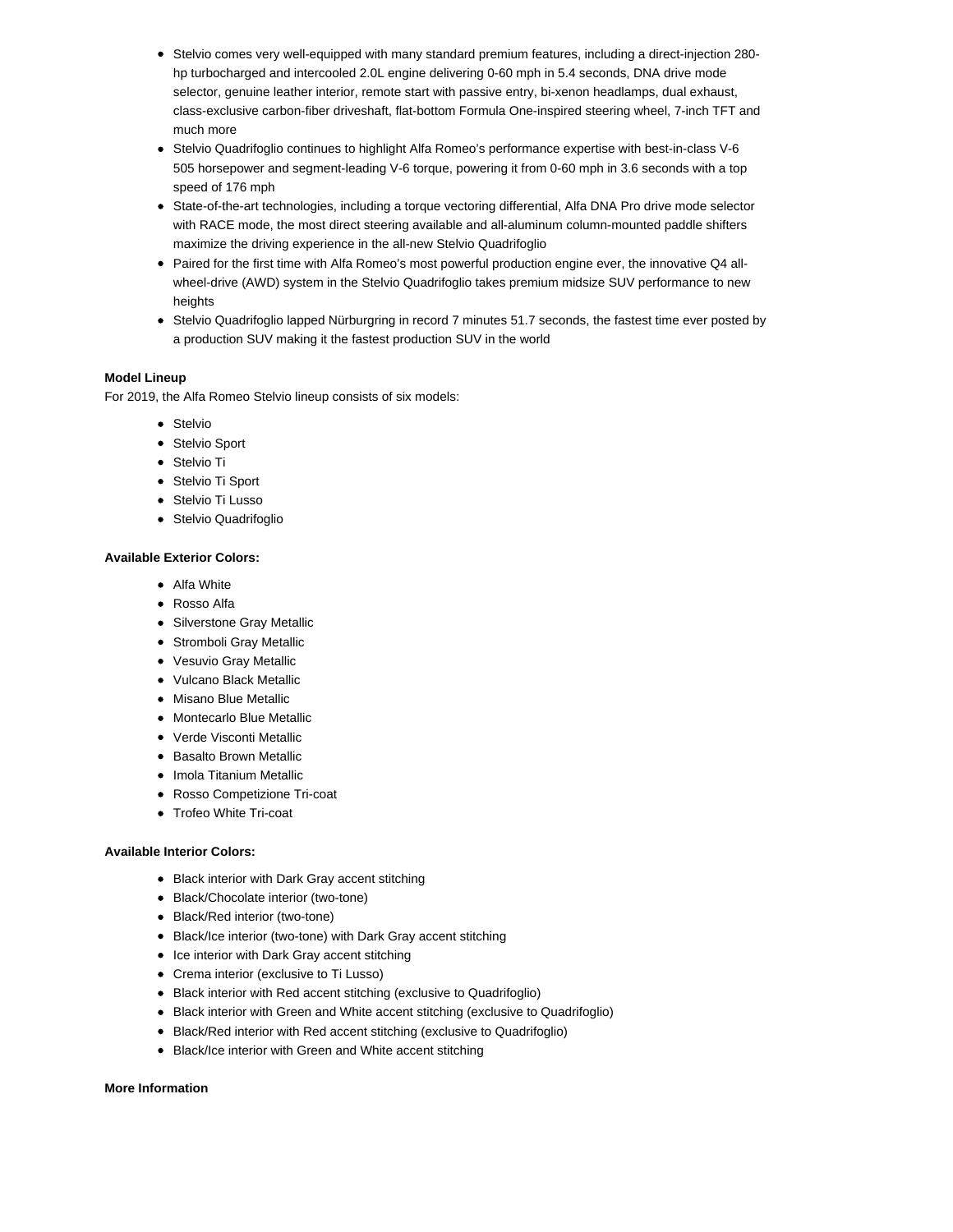- Stelvio comes very well-equipped with many standard premium features, including a direct-injection 280-hp turbocharged and intercooled 2.0L engine delivering 0-60 mph in 5.4 seconds, DNA drive mode selector, genuine leather interior, remote start with passive entry, bi-xenon headlamps, dual exhaust, class-exclusive carbon-fiber driveshaft, flat-bottom Formula One-inspired steering wheel, 7-inch TFT and much more
- Stelvio Quadrifoglio continues to highlight Alfa Romeo's performance expertise with best-in-class V-6 505 horsepower and segment-leading V-6 torque, powering it from 0-60 mph in 3.6 seconds with a top speed of 176 mph
- State-of-the-art technologies, including a torque vectoring differential, Alfa DNA Pro drive mode selector with RACE mode, the most direct steering available and all-aluminum column-mounted paddle shifters maximize the driving experience in the all-new Stelvio Quadrifoglio
- Paired for the first time with Alfa Romeo's most powerful production engine ever, the innovative Q4 all-wheel-drive (AWD) system in the Stelvio Quadrifoglio takes premium midsize SUV performance to new heights
- Stelvio Quadrifoglio lapped Nürburgring in record 7 minutes 51.7 seconds, the fastest time ever posted by a production SUV making it the fastest production SUV in the world

**Model Lineup**

For 2019, the Alfa Romeo Stelvio lineup consists of six models:

- Stelvio
- Stelvio Sport
- Stelvio Ti
- Stelvio Ti Sport
- Stelvio Ti Lusso
- Stelvio Quadrifoglio

**Available Exterior Colors:**

- Alfa White
- Rosso Alfa
- Silverstone Gray Metallic
- Stromboli Gray Metallic
- Vesuvio Gray Metallic
- Vulcano Black Metallic
- Misano Blue Metallic
- Montecarlo Blue Metallic
- Verde Visconti Metallic
- Basalto Brown Metallic
- Imola Titanium Metallic
- Rosso Competizione Tri-coat
- Trofeo White Tri-coat

**Available Interior Colors:**

- Black interior with Dark Gray accent stitching
- Black/Chocolate interior (two-tone)
- Black/Red interior (two-tone)
- Black/Ice interior (two-tone) with Dark Gray accent stitching
- Ice interior with Dark Gray accent stitching
- Crema interior (exclusive to Ti Lusso)
- Black interior with Red accent stitching (exclusive to Quadrifoglio)
- Black interior with Green and White accent stitching (exclusive to Quadrifoglio)
- Black/Red interior with Red accent stitching (exclusive to Quadrifoglio)
- Black/Ice interior with Green and White accent stitching

**More Information**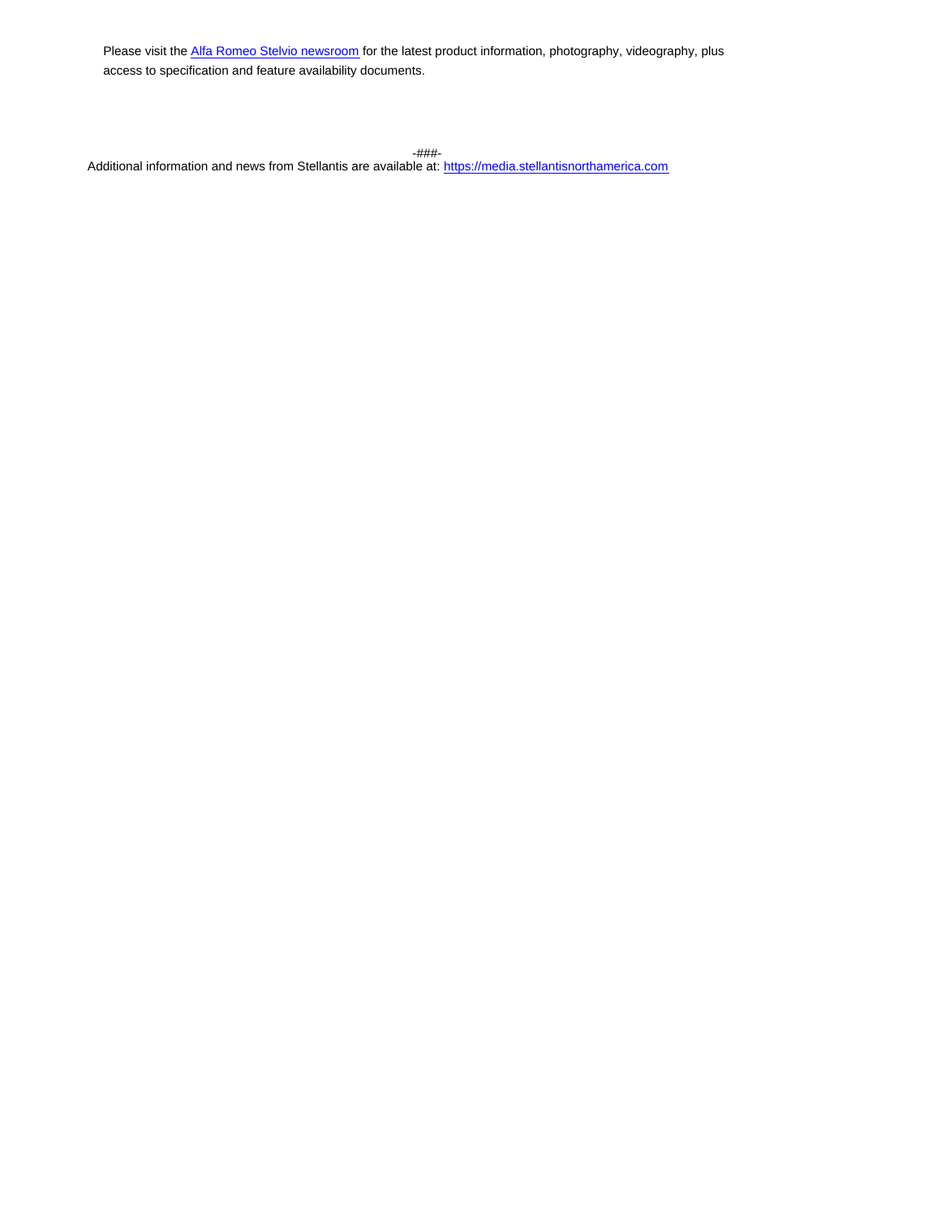Please visit the [Alfa Romeo Stelvio newsroom] for the latest product information, photography, videography, plus access to specification and feature availability documents.

-###-

Additional information and news from Stellantis are available at: https://media.stellantisnorthamerica.com